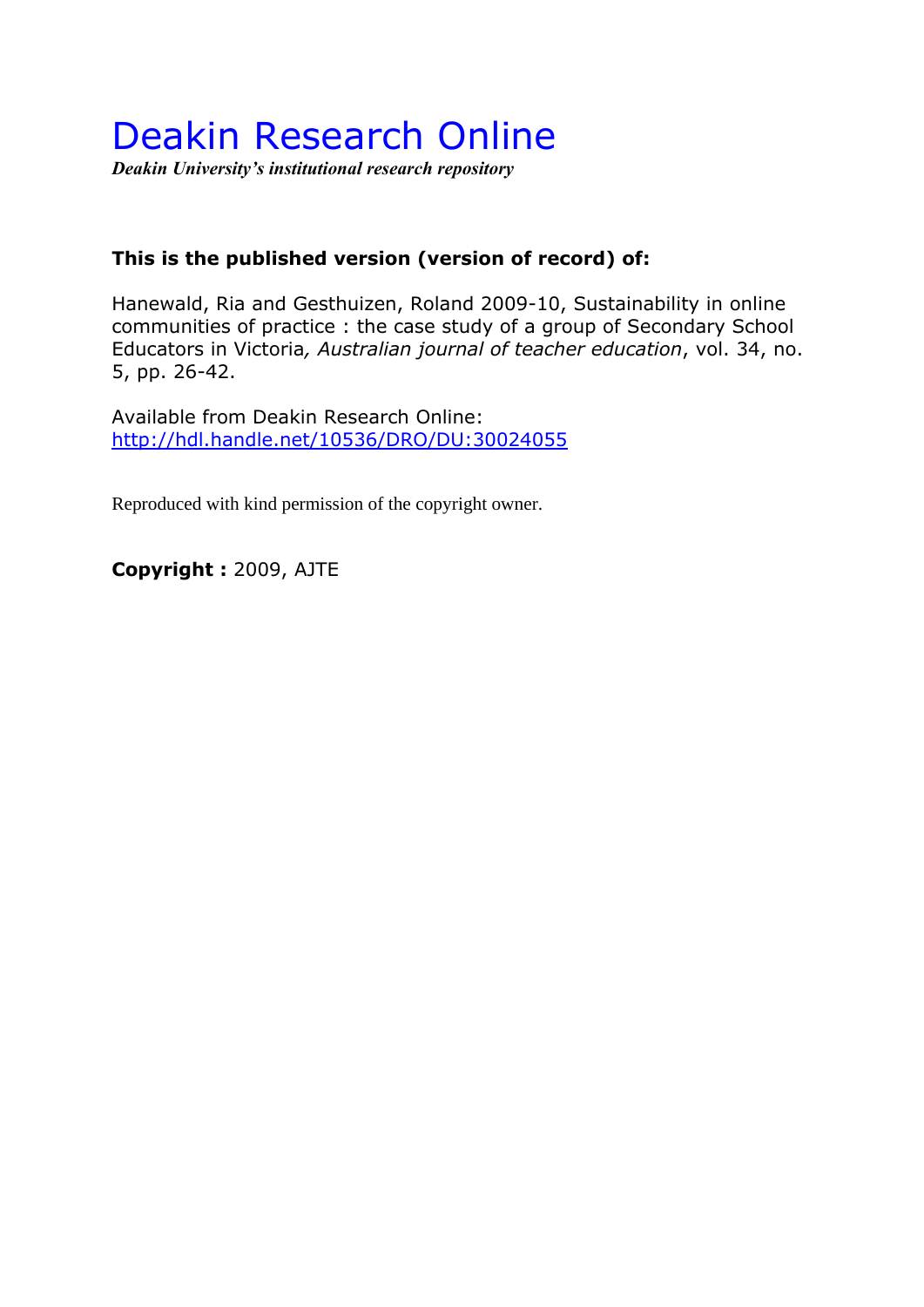# Deakin Research Online

***Deakin University's institutional research repository***

**This is the published version (version of record) of:**

Hanewald, Ria and Gesthuizen, Roland 2009-10, Sustainability in online communities of practice : the case study of a group of Secondary School Educators in Victoria*, Australian journal of teacher education*, vol. 34, no. 5, pp. 26-42.

Available from Deakin Research Online:
http://hdl.handle.net/10536/DRO/DU:30024055

Reproduced with kind permission of the copyright owner.

**Copyright :** 2009, AJTE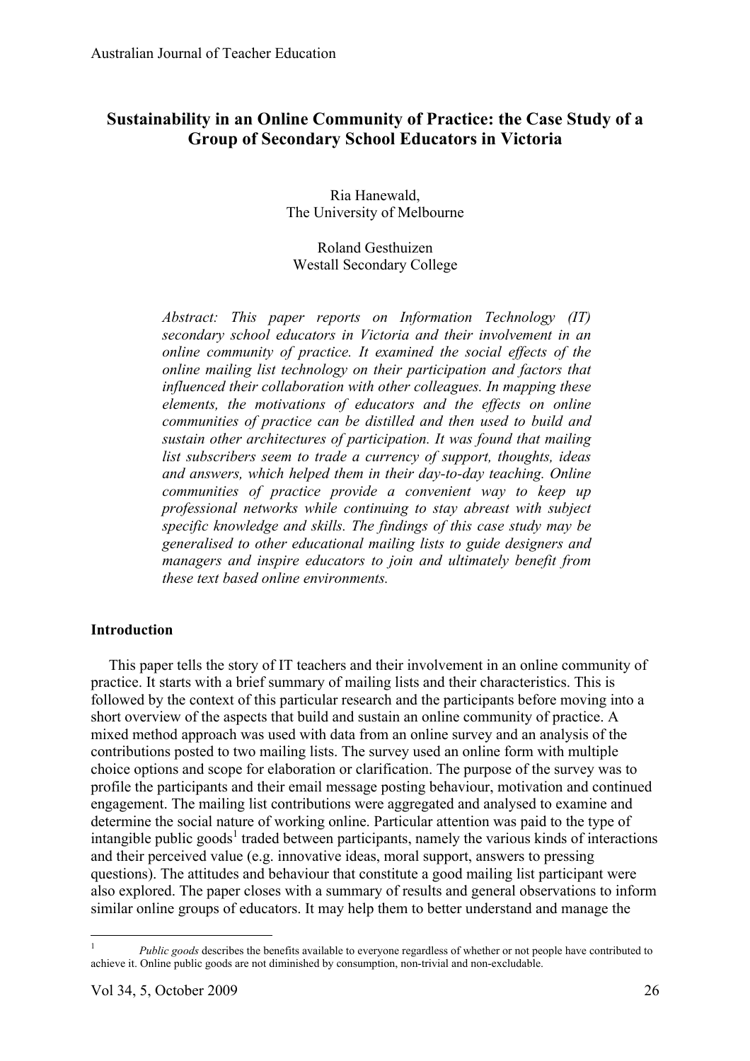# Sustainability in an Online Community of Practice: the Case Study of a Group of Secondary School Educators in Victoria

Ria Hanewald,
The University of Melbourne

Roland Gesthuizen
Westall Secondary College

*Abstract: This paper reports on Information Technology (IT) secondary school educators in Victoria and their involvement in an online community of practice. It examined the social effects of the online mailing list technology on their participation and factors that influenced their collaboration with other colleagues. In mapping these elements, the motivations of educators and the effects on online communities of practice can be distilled and then used to build and sustain other architectures of participation. It was found that mailing list subscribers seem to trade a currency of support, thoughts, ideas and answers, which helped them in their day-to-day teaching. Online communities of practice provide a convenient way to keep up professional networks while continuing to stay abreast with subject specific knowledge and skills. The findings of this case study may be generalised to other educational mailing lists to guide designers and managers and inspire educators to join and ultimately benefit from these text based online environments.*

## Introduction

This paper tells the story of IT teachers and their involvement in an online community of practice. It starts with a brief summary of mailing lists and their characteristics. This is followed by the context of this particular research and the participants before moving into a short overview of the aspects that build and sustain an online community of practice. A mixed method approach was used with data from an online survey and an analysis of the contributions posted to two mailing lists. The survey used an online form with multiple choice options and scope for elaboration or clarification. The purpose of the survey was to profile the participants and their email message posting behaviour, motivation and continued engagement. The mailing list contributions were aggregated and analysed to examine and determine the social nature of working online. Particular attention was paid to the type of intangible public goods[1] traded between participants, namely the various kinds of interactions and their perceived value (e.g. innovative ideas, moral support, answers to pressing questions). The attitudes and behaviour that constitute a good mailing list participant were also explored. The paper closes with a summary of results and general observations to inform similar online groups of educators. It may help them to better understand and manage the

[1] *Public goods* describes the benefits available to everyone regardless of whether or not people have contributed to achieve it. Online public goods are not diminished by consumption, non-trivial and non-excludable.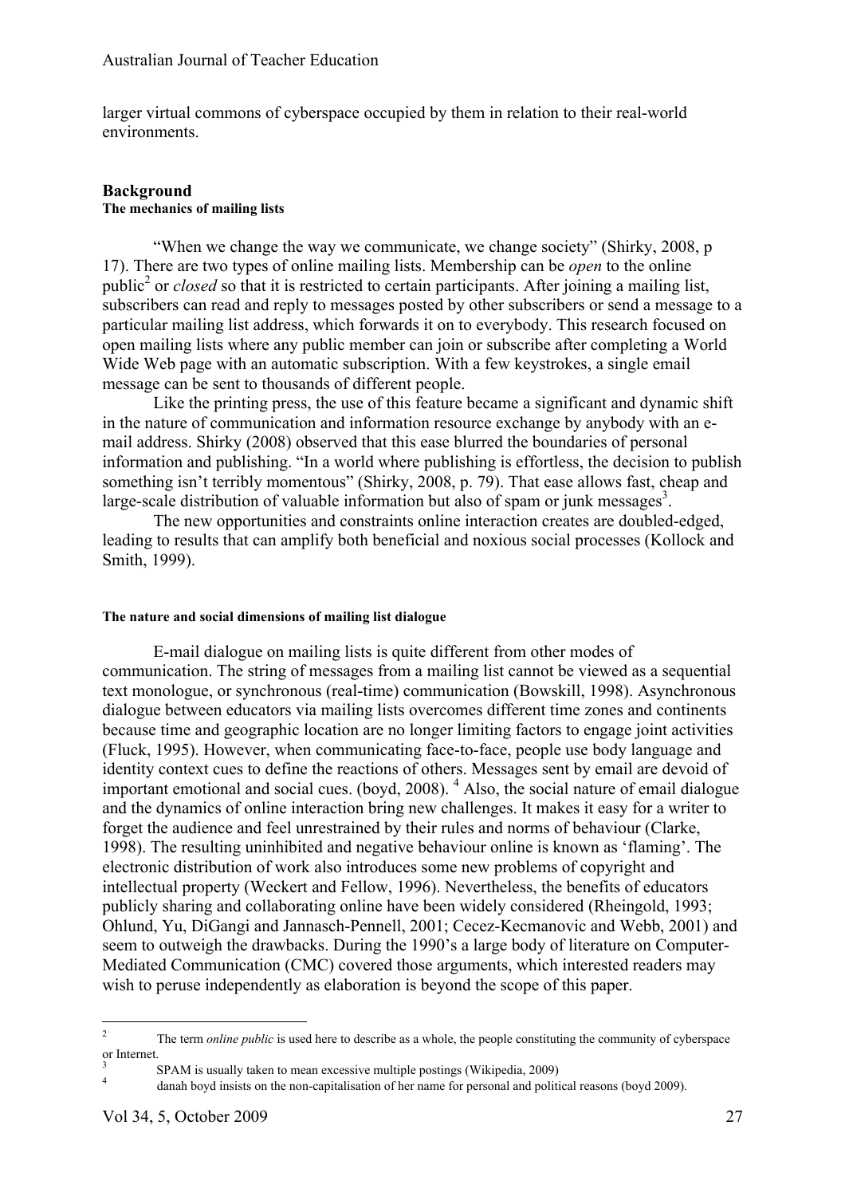larger virtual commons of cyberspace occupied by them in relation to their real-world environments.

## Background

### The mechanics of mailing lists

"When we change the way we communicate, we change society" (Shirky, 2008, p 17). There are two types of online mailing lists. Membership can be *open* to the online public[2] or *closed* so that it is restricted to certain participants. After joining a mailing list, subscribers can read and reply to messages posted by other subscribers or send a message to a particular mailing list address, which forwards it on to everybody. This research focused on open mailing lists where any public member can join or subscribe after completing a World Wide Web page with an automatic subscription. With a few keystrokes, a single email message can be sent to thousands of different people.

Like the printing press, the use of this feature became a significant and dynamic shift in the nature of communication and information resource exchange by anybody with an e-mail address. Shirky (2008) observed that this ease blurred the boundaries of personal information and publishing. "In a world where publishing is effortless, the decision to publish something isn't terribly momentous" (Shirky, 2008, p. 79). That ease allows fast, cheap and large-scale distribution of valuable information but also of spam or junk messages[3].

The new opportunities and constraints online interaction creates are doubled-edged, leading to results that can amplify both beneficial and noxious social processes (Kollock and Smith, 1999).

### The nature and social dimensions of mailing list dialogue

E-mail dialogue on mailing lists is quite different from other modes of communication. The string of messages from a mailing list cannot be viewed as a sequential text monologue, or synchronous (real-time) communication (Bowskill, 1998). Asynchronous dialogue between educators via mailing lists overcomes different time zones and continents because time and geographic location are no longer limiting factors to engage joint activities (Fluck, 1995). However, when communicating face-to-face, people use body language and identity context cues to define the reactions of others. Messages sent by email are devoid of important emotional and social cues. (boyd, 2008). [4] Also, the social nature of email dialogue and the dynamics of online interaction bring new challenges. It makes it easy for a writer to forget the audience and feel unrestrained by their rules and norms of behaviour (Clarke, 1998). The resulting uninhibited and negative behaviour online is known as 'flaming'. The electronic distribution of work also introduces some new problems of copyright and intellectual property (Weckert and Fellow, 1996). Nevertheless, the benefits of educators publicly sharing and collaborating online have been widely considered (Rheingold, 1993; Ohlund, Yu, DiGangi and Jannasch-Pennell, 2001; Cecez-Kecmanovic and Webb, 2001) and seem to outweigh the drawbacks. During the 1990's a large body of literature on Computer-Mediated Communication (CMC) covered those arguments, which interested readers may wish to peruse independently as elaboration is beyond the scope of this paper.

---

[2] The term *online public* is used here to describe as a whole, the people constituting the community of cyberspace or Internet.

[3] SPAM is usually taken to mean excessive multiple postings (Wikipedia, 2009)

[4] danah boyd insists on the non-capitalisation of her name for personal and political reasons (boyd 2009).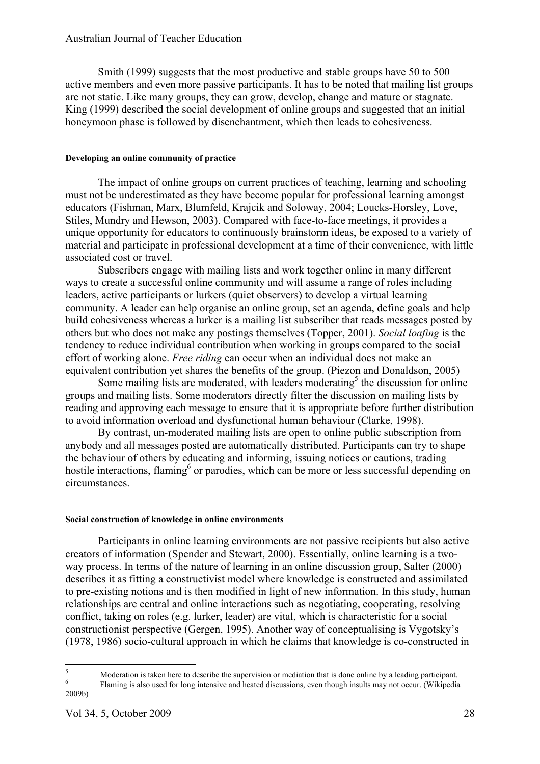Smith (1999) suggests that the most productive and stable groups have 50 to 500 active members and even more passive participants. It has to be noted that mailing list groups are not static. Like many groups, they can grow, develop, change and mature or stagnate. King (1999) described the social development of online groups and suggested that an initial honeymoon phase is followed by disenchantment, which then leads to cohesiveness.

#### Developing an online community of practice

The impact of online groups on current practices of teaching, learning and schooling must not be underestimated as they have become popular for professional learning amongst educators (Fishman, Marx, Blumfeld, Krajcik and Soloway, 2004; Loucks-Horsley, Love, Stiles, Mundry and Hewson, 2003). Compared with face-to-face meetings, it provides a unique opportunity for educators to continuously brainstorm ideas, be exposed to a variety of material and participate in professional development at a time of their convenience, with little associated cost or travel.

Subscribers engage with mailing lists and work together online in many different ways to create a successful online community and will assume a range of roles including leaders, active participants or lurkers (quiet observers) to develop a virtual learning community. A leader can help organise an online group, set an agenda, define goals and help build cohesiveness whereas a lurker is a mailing list subscriber that reads messages posted by others but who does not make any postings themselves (Topper, 2001). *Social loafing* is the tendency to reduce individual contribution when working in groups compared to the social effort of working alone. *Free riding* can occur when an individual does not make an equivalent contribution yet shares the benefits of the group. (Piezon and Donaldson, 2005)

Some mailing lists are moderated, with leaders moderating[5] the discussion for online groups and mailing lists. Some moderators directly filter the discussion on mailing lists by reading and approving each message to ensure that it is appropriate before further distribution to avoid information overload and dysfunctional human behaviour (Clarke, 1998).

By contrast, un-moderated mailing lists are open to online public subscription from anybody and all messages posted are automatically distributed. Participants can try to shape the behaviour of others by educating and informing, issuing notices or cautions, trading hostile interactions, flaming[6] or parodies, which can be more or less successful depending on circumstances.

#### Social construction of knowledge in online environments

Participants in online learning environments are not passive recipients but also active creators of information (Spender and Stewart, 2000). Essentially, online learning is a two-way process. In terms of the nature of learning in an online discussion group, Salter (2000) describes it as fitting a constructivist model where knowledge is constructed and assimilated to pre-existing notions and is then modified in light of new information. In this study, human relationships are central and online interactions such as negotiating, cooperating, resolving conflict, taking on roles (e.g. lurker, leader) are vital, which is characteristic for a social constructionist perspective (Gergen, 1995). Another way of conceptualising is Vygotsky's (1978, 1986) socio-cultural approach in which he claims that knowledge is co-constructed in

---

[5] Moderation is taken here to describe the supervision or mediation that is done online by a leading participant.

[6] Flaming is also used for long intensive and heated discussions, even though insults may not occur. (Wikipedia 2009b)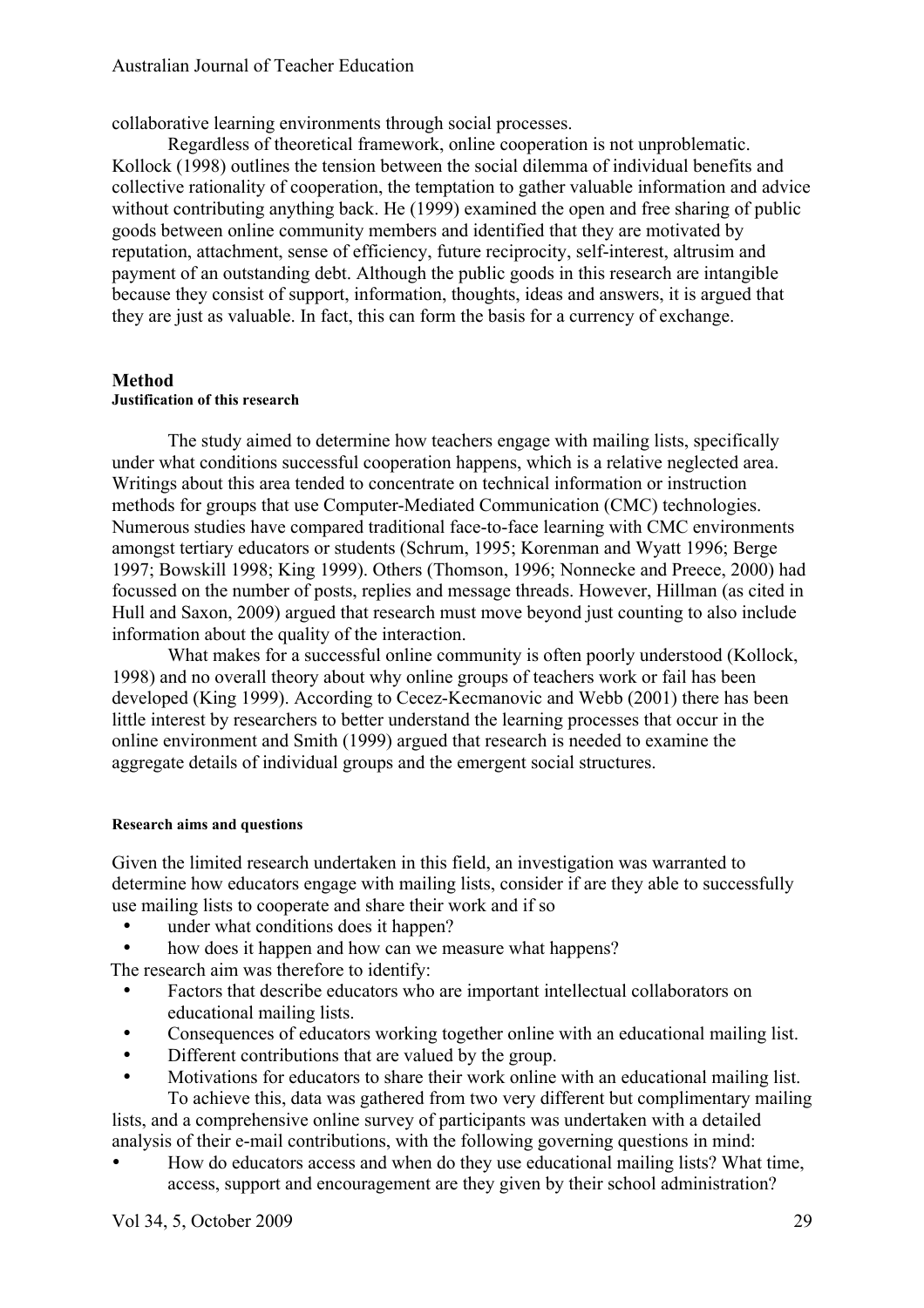collaborative learning environments through social processes.

Regardless of theoretical framework, online cooperation is not unproblematic. Kollock (1998) outlines the tension between the social dilemma of individual benefits and collective rationality of cooperation, the temptation to gather valuable information and advice without contributing anything back. He (1999) examined the open and free sharing of public goods between online community members and identified that they are motivated by reputation, attachment, sense of efficiency, future reciprocity, self-interest, altrusim and payment of an outstanding debt. Although the public goods in this research are intangible because they consist of support, information, thoughts, ideas and answers, it is argued that they are just as valuable. In fact, this can form the basis for a currency of exchange.

## Method

#### Justification of this research

The study aimed to determine how teachers engage with mailing lists, specifically under what conditions successful cooperation happens, which is a relative neglected area. Writings about this area tended to concentrate on technical information or instruction methods for groups that use Computer-Mediated Communication (CMC) technologies. Numerous studies have compared traditional face-to-face learning with CMC environments amongst tertiary educators or students (Schrum, 1995; Korenman and Wyatt 1996; Berge 1997; Bowskill 1998; King 1999). Others (Thomson, 1996; Nonnecke and Preece, 2000) had focussed on the number of posts, replies and message threads. However, Hillman (as cited in Hull and Saxon, 2009) argued that research must move beyond just counting to also include information about the quality of the interaction.

What makes for a successful online community is often poorly understood (Kollock, 1998) and no overall theory about why online groups of teachers work or fail has been developed (King 1999). According to Cecez-Kecmanovic and Webb (2001) there has been little interest by researchers to better understand the learning processes that occur in the online environment and Smith (1999) argued that research is needed to examine the aggregate details of individual groups and the emergent social structures.

#### Research aims and questions

Given the limited research undertaken in this field, an investigation was warranted to determine how educators engage with mailing lists, consider if are they able to successfully use mailing lists to cooperate and share their work and if so

- under what conditions does it happen?
- how does it happen and how can we measure what happens?

The research aim was therefore to identify:

- Factors that describe educators who are important intellectual collaborators on educational mailing lists.
- Consequences of educators working together online with an educational mailing list.
- Different contributions that are valued by the group.
- Motivations for educators to share their work online with an educational mailing list.

To achieve this, data was gathered from two very different but complimentary mailing lists, and a comprehensive online survey of participants was undertaken with a detailed analysis of their e-mail contributions, with the following governing questions in mind:

- How do educators access and when do they use educational mailing lists? What time, access, support and encouragement are they given by their school administration?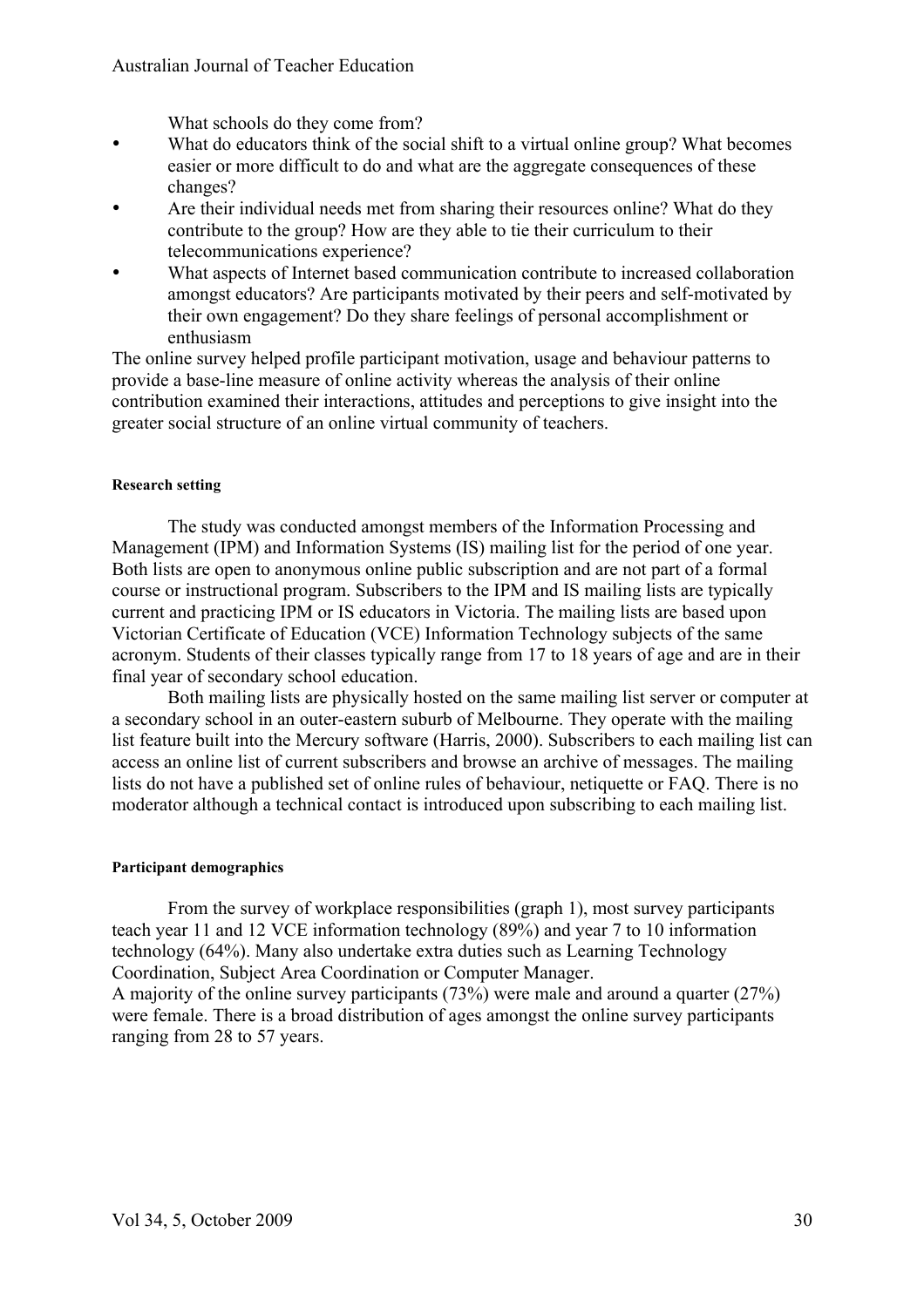What schools do they come from?

- What do educators think of the social shift to a virtual online group? What becomes easier or more difficult to do and what are the aggregate consequences of these changes?
- Are their individual needs met from sharing their resources online? What do they contribute to the group? How are they able to tie their curriculum to their telecommunications experience?
- What aspects of Internet based communication contribute to increased collaboration amongst educators? Are participants motivated by their peers and self-motivated by their own engagement? Do they share feelings of personal accomplishment or enthusiasm

The online survey helped profile participant motivation, usage and behaviour patterns to provide a base-line measure of online activity whereas the analysis of their online contribution examined their interactions, attitudes and perceptions to give insight into the greater social structure of an online virtual community of teachers.

#### Research setting

The study was conducted amongst members of the Information Processing and Management (IPM) and Information Systems (IS) mailing list for the period of one year. Both lists are open to anonymous online public subscription and are not part of a formal course or instructional program. Subscribers to the IPM and IS mailing lists are typically current and practicing IPM or IS educators in Victoria. The mailing lists are based upon Victorian Certificate of Education (VCE) Information Technology subjects of the same acronym. Students of their classes typically range from 17 to 18 years of age and are in their final year of secondary school education.

Both mailing lists are physically hosted on the same mailing list server or computer at a secondary school in an outer-eastern suburb of Melbourne. They operate with the mailing list feature built into the Mercury software (Harris, 2000). Subscribers to each mailing list can access an online list of current subscribers and browse an archive of messages. The mailing lists do not have a published set of online rules of behaviour, netiquette or FAQ. There is no moderator although a technical contact is introduced upon subscribing to each mailing list.

#### Participant demographics

From the survey of workplace responsibilities (graph 1), most survey participants teach year 11 and 12 VCE information technology (89%) and year 7 to 10 information technology (64%). Many also undertake extra duties such as Learning Technology Coordination, Subject Area Coordination or Computer Manager.

A majority of the online survey participants (73%) were male and around a quarter (27%) were female. There is a broad distribution of ages amongst the online survey participants ranging from 28 to 57 years.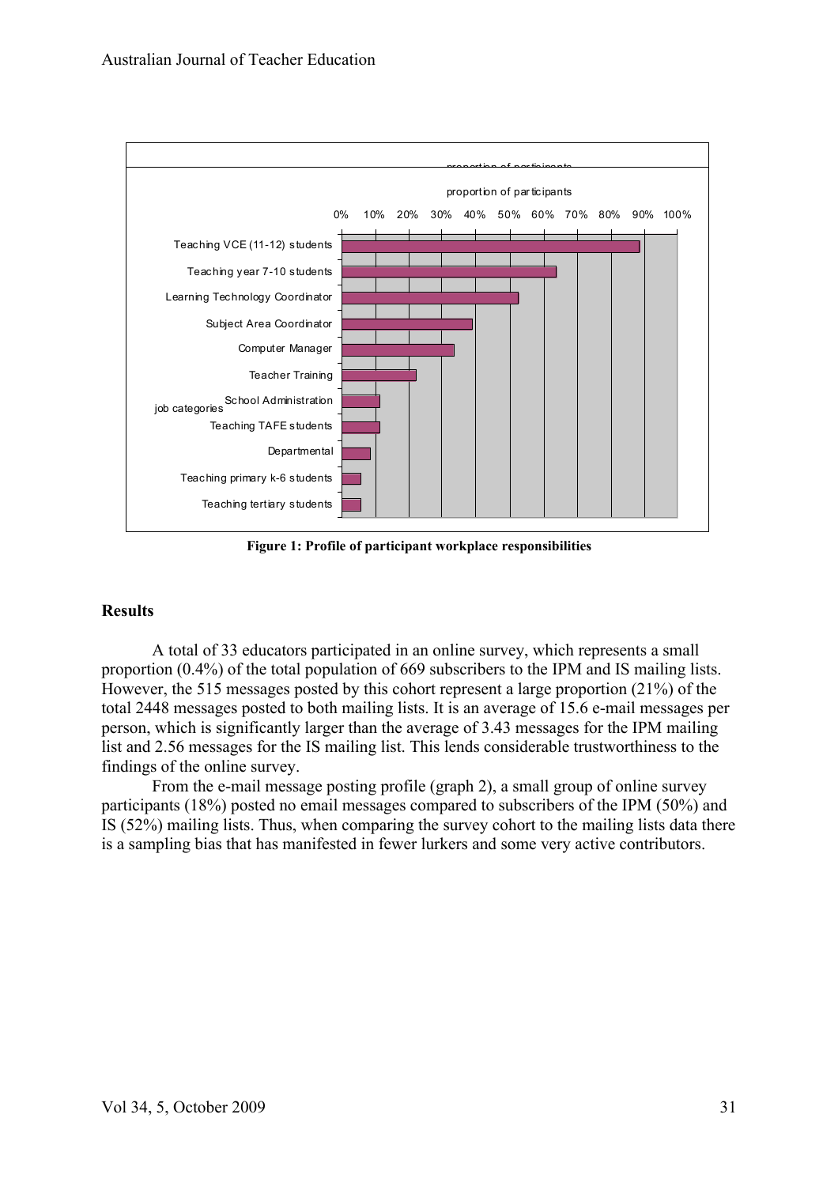proportion of participants

| job categories | proportion of participants |
|---|---|
| Teaching VCE (11-12) students | |
| Teaching year 7-10 students | |
| Learning Technology Coordinator | |
| Subject Area Coordinator | |
| Computer Manager | |
| Teacher Training | |
| School Administration | |
| Teaching TAFE students | |
| Departmental | |
| Teaching primary k-6 students | |
| Teaching tertiary students | |

**Figure 1: Profile of participant workplace responsibilities**

## Results

A total of 33 educators participated in an online survey, which represents a small proportion (0.4%) of the total population of 669 subscribers to the IPM and IS mailing lists. However, the 515 messages posted by this cohort represent a large proportion (21%) of the total 2448 messages posted to both mailing lists. It is an average of 15.6 e-mail messages per person, which is significantly larger than the average of 3.43 messages for the IPM mailing list and 2.56 messages for the IS mailing list. This lends considerable trustworthiness to the findings of the online survey.

From the e-mail message posting profile (graph 2), a small group of online survey participants (18%) posted no email messages compared to subscribers of the IPM (50%) and IS (52%) mailing lists. Thus, when comparing the survey cohort to the mailing lists data there is a sampling bias that has manifested in fewer lurkers and some very active contributors.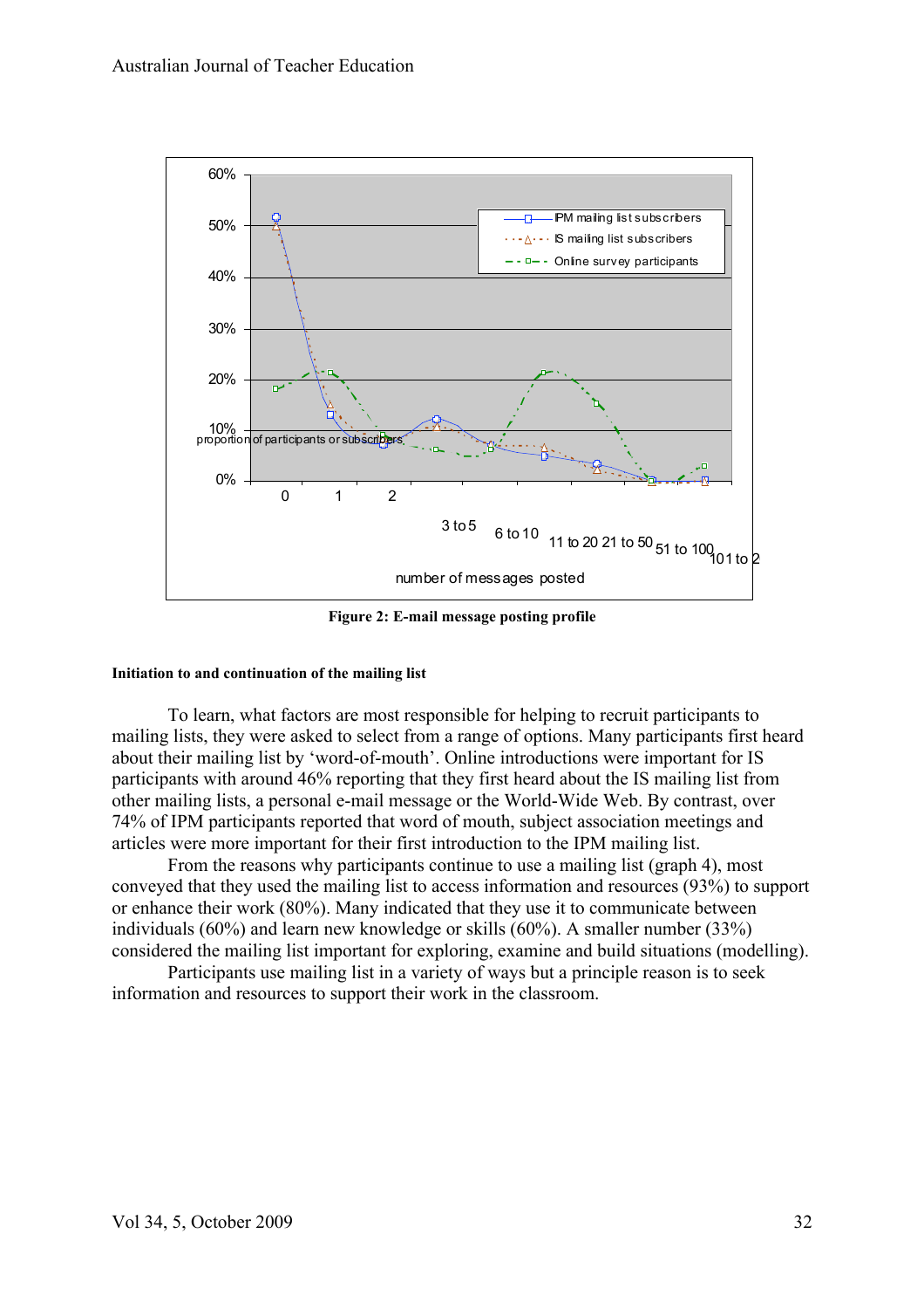Figure 2: E-mail message posting profile

#### Initiation to and continuation of the mailing list

To learn, what factors are most responsible for helping to recruit participants to mailing lists, they were asked to select from a range of options. Many participants first heard about their mailing list by 'word-of-mouth'. Online introductions were important for IS participants with around 46% reporting that they first heard about the IS mailing list from other mailing lists, a personal e-mail message or the World-Wide Web. By contrast, over 74% of IPM participants reported that word of mouth, subject association meetings and articles were more important for their first introduction to the IPM mailing list.

From the reasons why participants continue to use a mailing list (graph 4), most conveyed that they used the mailing list to access information and resources (93%) to support or enhance their work (80%). Many indicated that they use it to communicate between individuals (60%) and learn new knowledge or skills (60%). A smaller number (33%) considered the mailing list important for exploring, examine and build situations (modelling).

Participants use mailing list in a variety of ways but a principle reason is to seek information and resources to support their work in the classroom.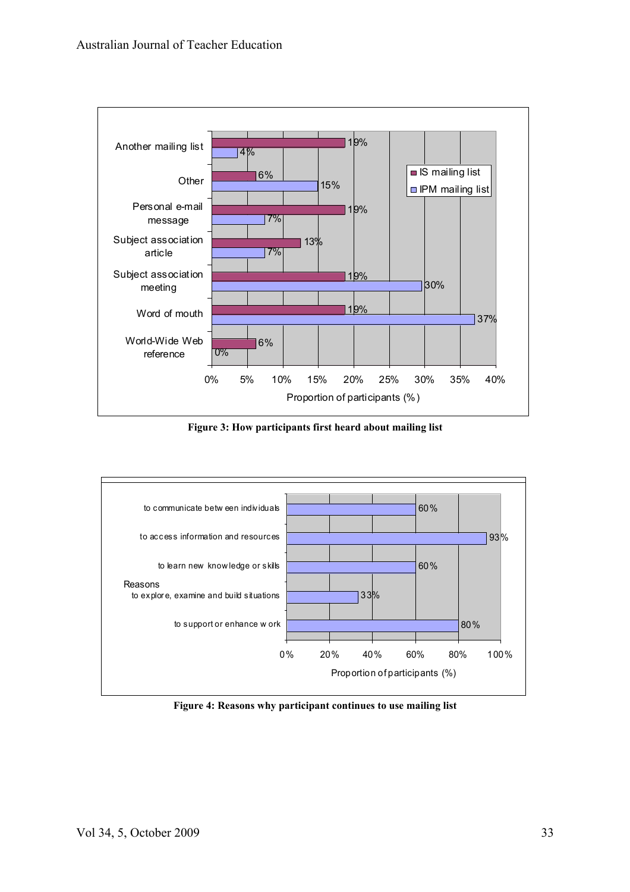| How first heard | IS mailing list | IPM mailing list |
| --- | --- | --- |
| Another mailing list | 19% | 4% |
| Other | 6% | 15% |
| Personal e-mail message | 19% | 7% |
| Subject association article | 13% | 7% |
| Subject association meeting | 19% | 30% |
| Word of mouth | 19% | 37% |
| World-Wide Web reference | 6% | 0% |

**Figure 3: How participants first heard about mailing list**

| Reasons | Proportion of participants (%) |
| --- | --- |
| to communicate between individuals | 60% |
| to access information and resources | 93% |
| to learn new knowledge or skills | 60% |
| to explore, examine and build situations | 33% |
| to support or enhance work | 80% |

**Figure 4: Reasons why participant continues to use mailing list**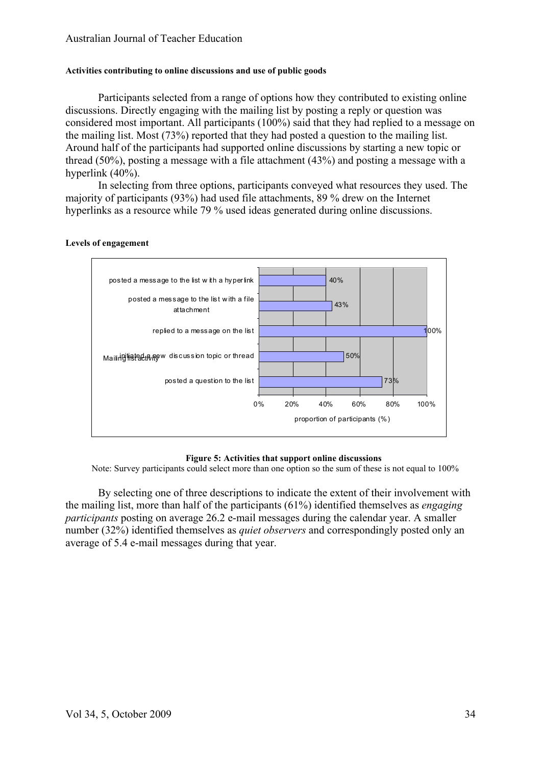#### Activities contributing to online discussions and use of public goods

Participants selected from a range of options how they contributed to existing online discussions. Directly engaging with the mailing list by posting a reply or question was considered most important. All participants (100%) said that they had replied to a message on the mailing list. Most (73%) reported that they had posted a question to the mailing list. Around half of the participants had supported online discussions by starting a new topic or thread (50%), posting a message with a file attachment (43%) and posting a message with a hyperlink (40%).

In selecting from three options, participants conveyed what resources they used. The majority of participants (93%) had used file attachments, 89 % drew on the Internet hyperlinks as a resource while 79 % used ideas generated during online discussions.

#### Levels of engagement

| Mailing list activity | Proportion of participants (%) |
|---|---|
| posted a message to the list with a hyperlink | 40% |
| posted a message to the list with a file attachment | 43% |
| replied to a message on the list | 100% |
| initiated a new discussion topic or thread | 50% |
| posted a question to the list | 73% |

**Figure 5: Activities that support online discussions**

Note: Survey participants could select more than one option so the sum of these is not equal to 100%

By selecting one of three descriptions to indicate the extent of their involvement with the mailing list, more than half of the participants (61%) identified themselves as *engaging participants* posting on average 26.2 e-mail messages during the calendar year. A smaller number (32%) identified themselves as *quiet observers* and correspondingly posted only an average of 5.4 e-mail messages during that year.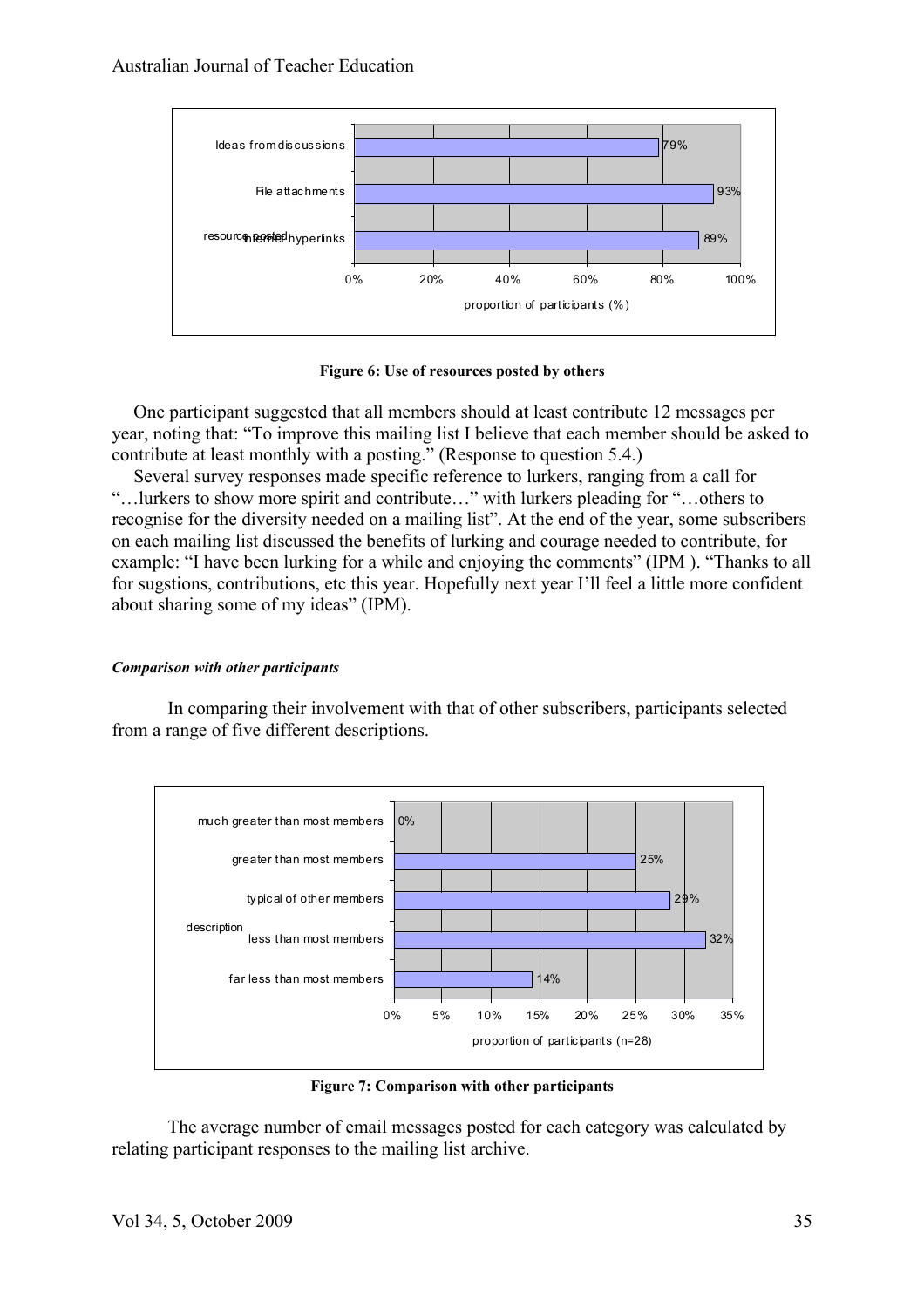Figure 6: Use of resources posted by others

One participant suggested that all members should at least contribute 12 messages per year, noting that: "To improve this mailing list I believe that each member should be asked to contribute at least monthly with a posting." (Response to question 5.4.)

Several survey responses made specific reference to lurkers, ranging from a call for "…lurkers to show more spirit and contribute…" with lurkers pleading for "…others to recognise for the diversity needed on a mailing list". At the end of the year, some subscribers on each mailing list discussed the benefits of lurking and courage needed to contribute, for example: "I have been lurking for a while and enjoying the comments" (IPM ). "Thanks to all for sugstions, contributions, etc this year. Hopefully next year I'll feel a little more confident about sharing some of my ideas" (IPM).

#### *Comparison with other participants*

In comparing their involvement with that of other subscribers, participants selected from a range of five different descriptions.

Figure 7: Comparison with other participants

The average number of email messages posted for each category was calculated by relating participant responses to the mailing list archive.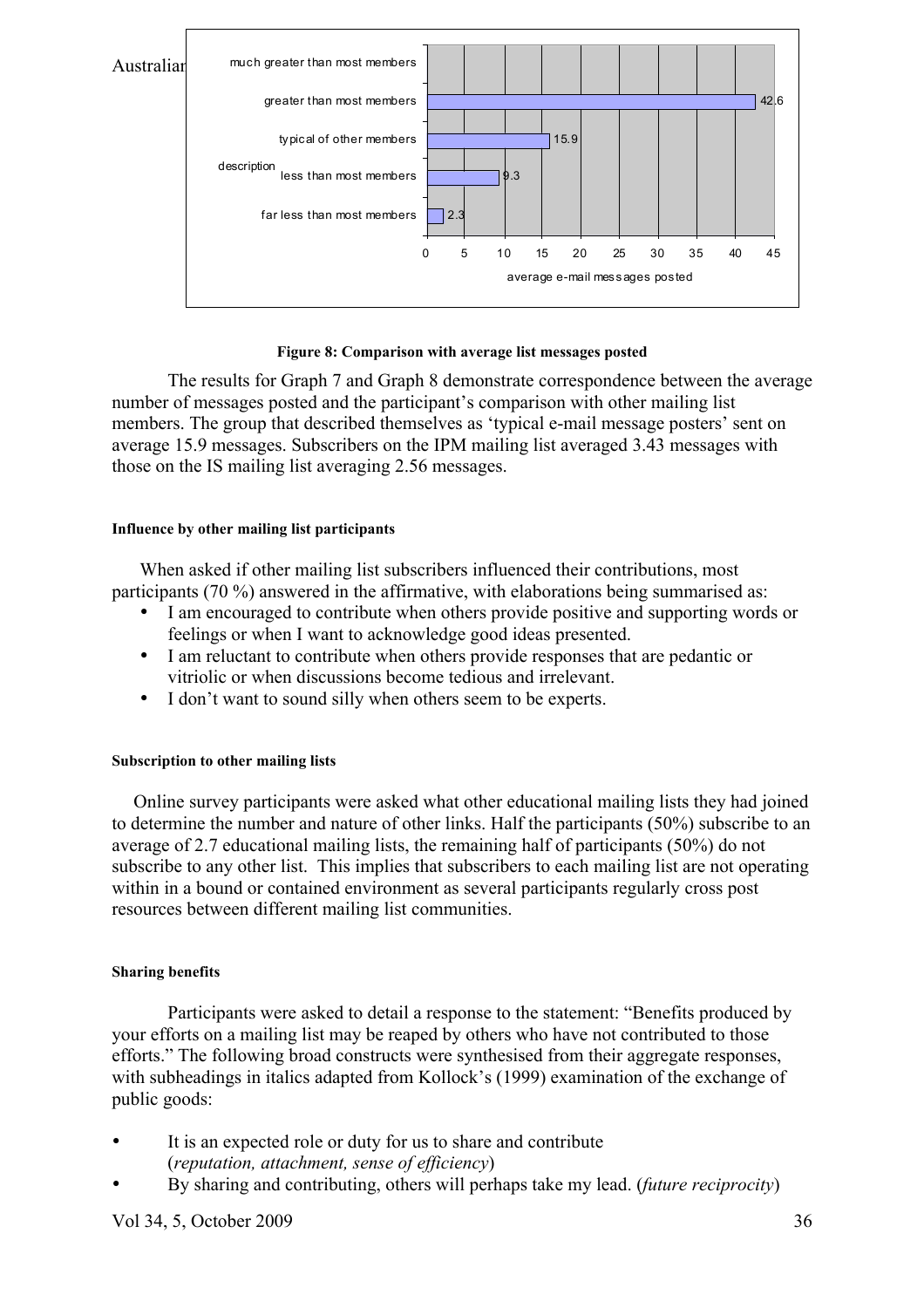Australian

| description | average e-mail messages posted |
|---|---|
| much greater than most members | |
| greater than most members | 42.6 |
| typical of other members | 15.9 |
| less than most members | 9.3 |
| far less than most members | 2.3 |

**Figure 8: Comparison with average list messages posted**

The results for Graph 7 and Graph 8 demonstrate correspondence between the average number of messages posted and the participant's comparison with other mailing list members. The group that described themselves as 'typical e-mail message posters' sent on average 15.9 messages. Subscribers on the IPM mailing list averaged 3.43 messages with those on the IS mailing list averaging 2.56 messages.

#### Influence by other mailing list participants

When asked if other mailing list subscribers influenced their contributions, most participants (70 %) answered in the affirmative, with elaborations being summarised as:

- I am encouraged to contribute when others provide positive and supporting words or feelings or when I want to acknowledge good ideas presented.
- I am reluctant to contribute when others provide responses that are pedantic or vitriolic or when discussions become tedious and irrelevant.
- I don't want to sound silly when others seem to be experts.

#### Subscription to other mailing lists

Online survey participants were asked what other educational mailing lists they had joined to determine the number and nature of other links. Half the participants (50%) subscribe to an average of 2.7 educational mailing lists, the remaining half of participants (50%) do not subscribe to any other list. This implies that subscribers to each mailing list are not operating within in a bound or contained environment as several participants regularly cross post resources between different mailing list communities.

#### Sharing benefits

Participants were asked to detail a response to the statement: "Benefits produced by your efforts on a mailing list may be reaped by others who have not contributed to those efforts." The following broad constructs were synthesised from their aggregate responses, with subheadings in italics adapted from Kollock's (1999) examination of the exchange of public goods:

- It is an expected role or duty for us to share and contribute (*reputation, attachment, sense of efficiency*)
- By sharing and contributing, others will perhaps take my lead. (*future reciprocity*)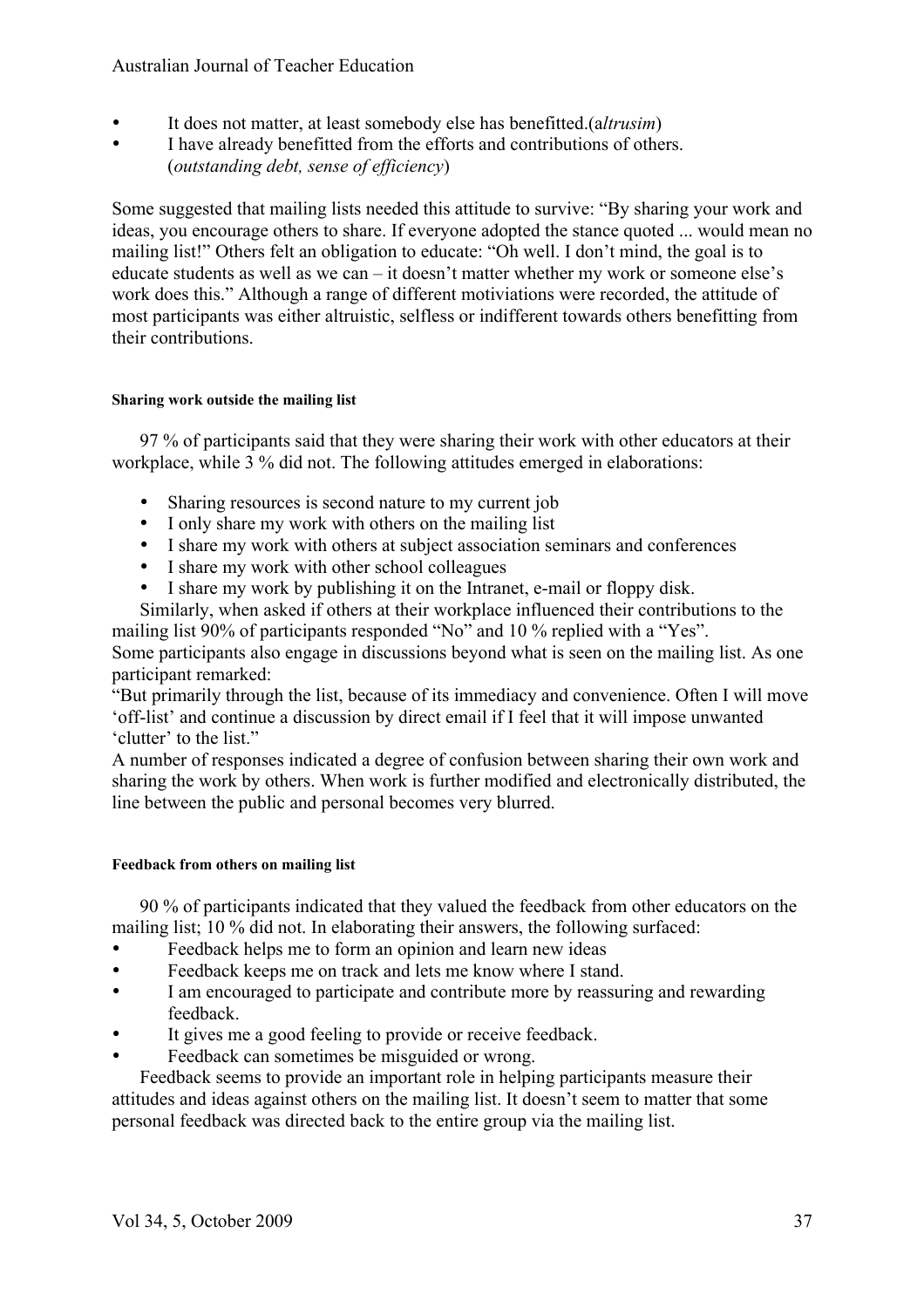- It does not matter, at least somebody else has benefitted.(a*ltrusim*)
- I have already benefitted from the efforts and contributions of others. (*outstanding debt, sense of efficiency*)

Some suggested that mailing lists needed this attitude to survive: "By sharing your work and ideas, you encourage others to share. If everyone adopted the stance quoted ... would mean no mailing list!" Others felt an obligation to educate: "Oh well. I don't mind, the goal is to educate students as well as we can – it doesn't matter whether my work or someone else's work does this." Although a range of different motiviations were recorded, the attitude of most participants was either altruistic, selfless or indifferent towards others benefitting from their contributions.

#### Sharing work outside the mailing list

97 % of participants said that they were sharing their work with other educators at their workplace, while 3 % did not. The following attitudes emerged in elaborations:

- Sharing resources is second nature to my current job
- I only share my work with others on the mailing list
- I share my work with others at subject association seminars and conferences
- I share my work with other school colleagues
- I share my work by publishing it on the Intranet, e-mail or floppy disk.

Similarly, when asked if others at their workplace influenced their contributions to the mailing list 90% of participants responded "No" and 10 % replied with a "Yes".
Some participants also engage in discussions beyond what is seen on the mailing list. As one participant remarked:
"But primarily through the list, because of its immediacy and convenience. Often I will move 'off-list' and continue a discussion by direct email if I feel that it will impose unwanted 'clutter' to the list."
A number of responses indicated a degree of confusion between sharing their own work and sharing the work by others. When work is further modified and electronically distributed, the line between the public and personal becomes very blurred.

#### Feedback from others on mailing list

90 % of participants indicated that they valued the feedback from other educators on the mailing list; 10 % did not. In elaborating their answers, the following surfaced:

- Feedback helps me to form an opinion and learn new ideas
- Feedback keeps me on track and lets me know where I stand.
- I am encouraged to participate and contribute more by reassuring and rewarding feedback.
- It gives me a good feeling to provide or receive feedback.
- Feedback can sometimes be misguided or wrong.

Feedback seems to provide an important role in helping participants measure their attitudes and ideas against others on the mailing list. It doesn't seem to matter that some personal feedback was directed back to the entire group via the mailing list.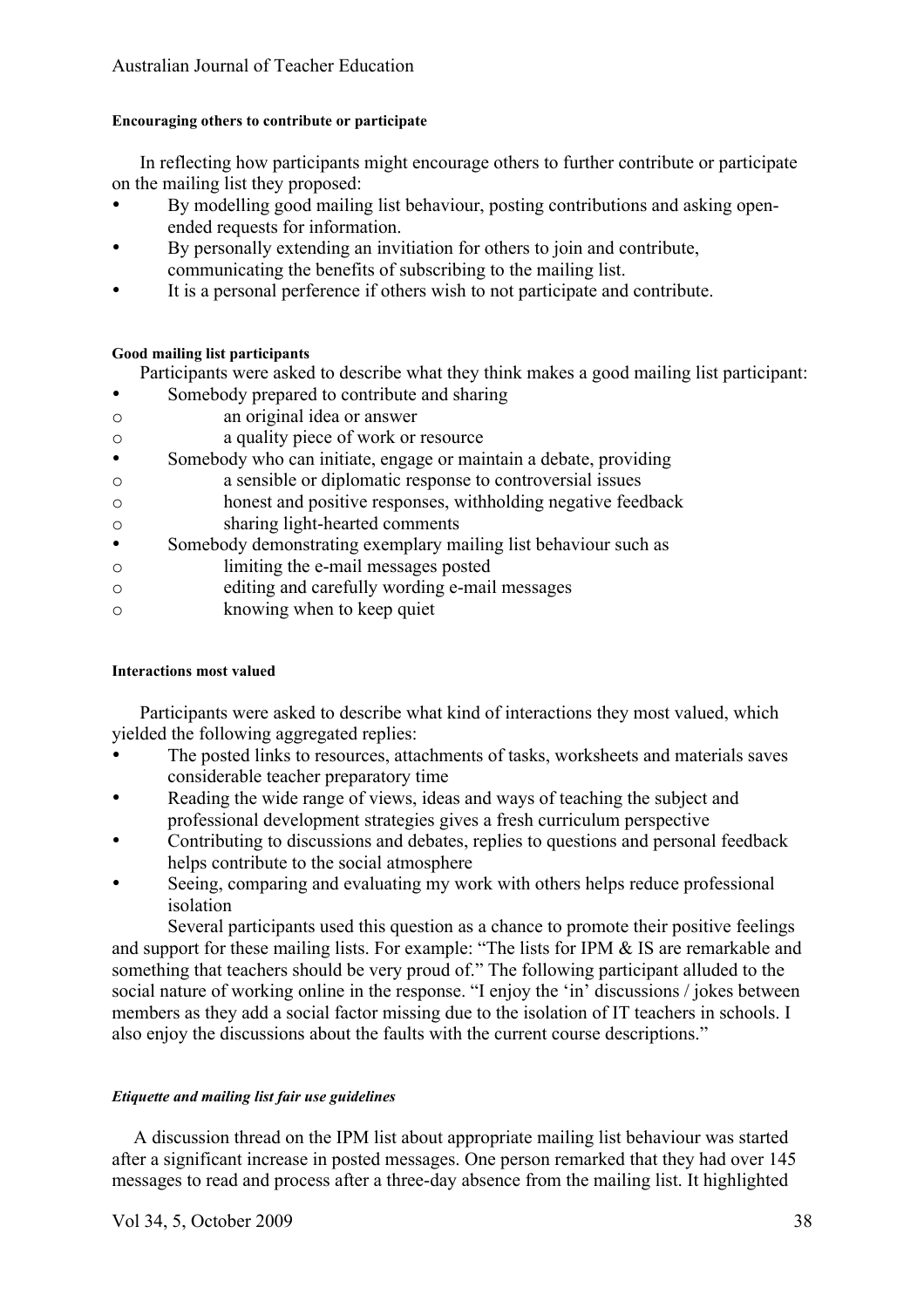#### Encouraging others to contribute or participate

In reflecting how participants might encourage others to further contribute or participate on the mailing list they proposed:

- By modelling good mailing list behaviour, posting contributions and asking open-ended requests for information.
- By personally extending an invitiation for others to join and contribute, communicating the benefits of subscribing to the mailing list.
- It is a personal perference if others wish to not participate and contribute.

#### Good mailing list participants

Participants were asked to describe what they think makes a good mailing list participant:

- Somebody prepared to contribute and sharing
  - an original idea or answer
  - a quality piece of work or resource
- Somebody who can initiate, engage or maintain a debate, providing
  - a sensible or diplomatic response to controversial issues
  - honest and positive responses, withholding negative feedback
  - sharing light-hearted comments
- Somebody demonstrating exemplary mailing list behaviour such as
  - limiting the e-mail messages posted
  - editing and carefully wording e-mail messages
  - knowing when to keep quiet

#### Interactions most valued

Participants were asked to describe what kind of interactions they most valued, which yielded the following aggregated replies:

- The posted links to resources, attachments of tasks, worksheets and materials saves considerable teacher preparatory time
- Reading the wide range of views, ideas and ways of teaching the subject and professional development strategies gives a fresh curriculum perspective
- Contributing to discussions and debates, replies to questions and personal feedback helps contribute to the social atmosphere
- Seeing, comparing and evaluating my work with others helps reduce professional isolation

Several participants used this question as a chance to promote their positive feelings and support for these mailing lists. For example: "The lists for IPM & IS are remarkable and something that teachers should be very proud of." The following participant alluded to the social nature of working online in the response. "I enjoy the 'in' discussions / jokes between members as they add a social factor missing due to the isolation of IT teachers in schools. I also enjoy the discussions about the faults with the current course descriptions."

#### *Etiquette and mailing list fair use guidelines*

A discussion thread on the IPM list about appropriate mailing list behaviour was started after a significant increase in posted messages. One person remarked that they had over 145 messages to read and process after a three-day absence from the mailing list. It highlighted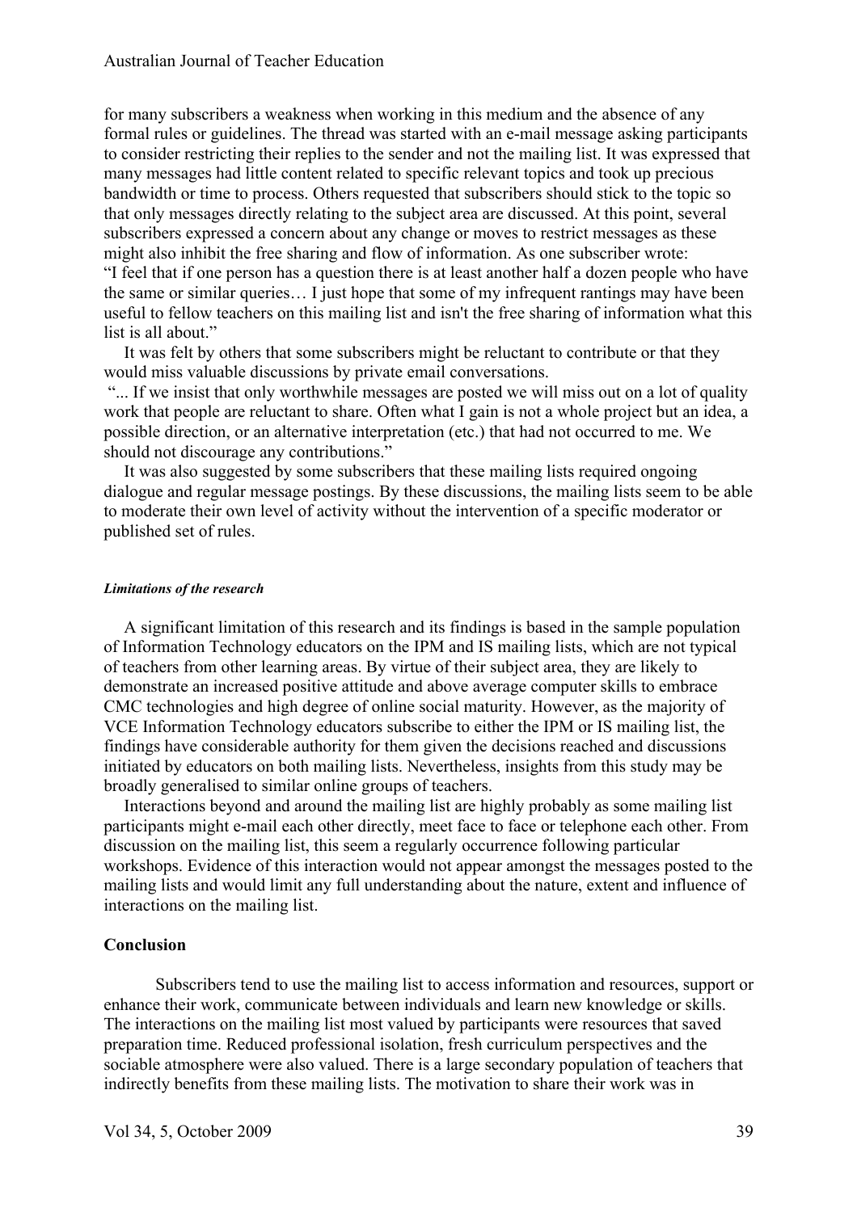for many subscribers a weakness when working in this medium and the absence of any formal rules or guidelines. The thread was started with an e-mail message asking participants to consider restricting their replies to the sender and not the mailing list. It was expressed that many messages had little content related to specific relevant topics and took up precious bandwidth or time to process. Others requested that subscribers should stick to the topic so that only messages directly relating to the subject area are discussed. At this point, several subscribers expressed a concern about any change or moves to restrict messages as these might also inhibit the free sharing and flow of information. As one subscriber wrote: "I feel that if one person has a question there is at least another half a dozen people who have the same or similar queries… I just hope that some of my infrequent rantings may have been useful to fellow teachers on this mailing list and isn't the free sharing of information what this list is all about."

It was felt by others that some subscribers might be reluctant to contribute or that they would miss valuable discussions by private email conversations.

"... If we insist that only worthwhile messages are posted we will miss out on a lot of quality work that people are reluctant to share. Often what I gain is not a whole project but an idea, a possible direction, or an alternative interpretation (etc.) that had not occurred to me. We should not discourage any contributions."

It was also suggested by some subscribers that these mailing lists required ongoing dialogue and regular message postings. By these discussions, the mailing lists seem to be able to moderate their own level of activity without the intervention of a specific moderator or published set of rules.

##### *Limitations of the research*

A significant limitation of this research and its findings is based in the sample population of Information Technology educators on the IPM and IS mailing lists, which are not typical of teachers from other learning areas. By virtue of their subject area, they are likely to demonstrate an increased positive attitude and above average computer skills to embrace CMC technologies and high degree of online social maturity. However, as the majority of VCE Information Technology educators subscribe to either the IPM or IS mailing list, the findings have considerable authority for them given the decisions reached and discussions initiated by educators on both mailing lists. Nevertheless, insights from this study may be broadly generalised to similar online groups of teachers.

Interactions beyond and around the mailing list are highly probably as some mailing list participants might e-mail each other directly, meet face to face or telephone each other. From discussion on the mailing list, this seem a regularly occurrence following particular workshops. Evidence of this interaction would not appear amongst the messages posted to the mailing lists and would limit any full understanding about the nature, extent and influence of interactions on the mailing list.

### Conclusion

Subscribers tend to use the mailing list to access information and resources, support or enhance their work, communicate between individuals and learn new knowledge or skills. The interactions on the mailing list most valued by participants were resources that saved preparation time. Reduced professional isolation, fresh curriculum perspectives and the sociable atmosphere were also valued. There is a large secondary population of teachers that indirectly benefits from these mailing lists. The motivation to share their work was in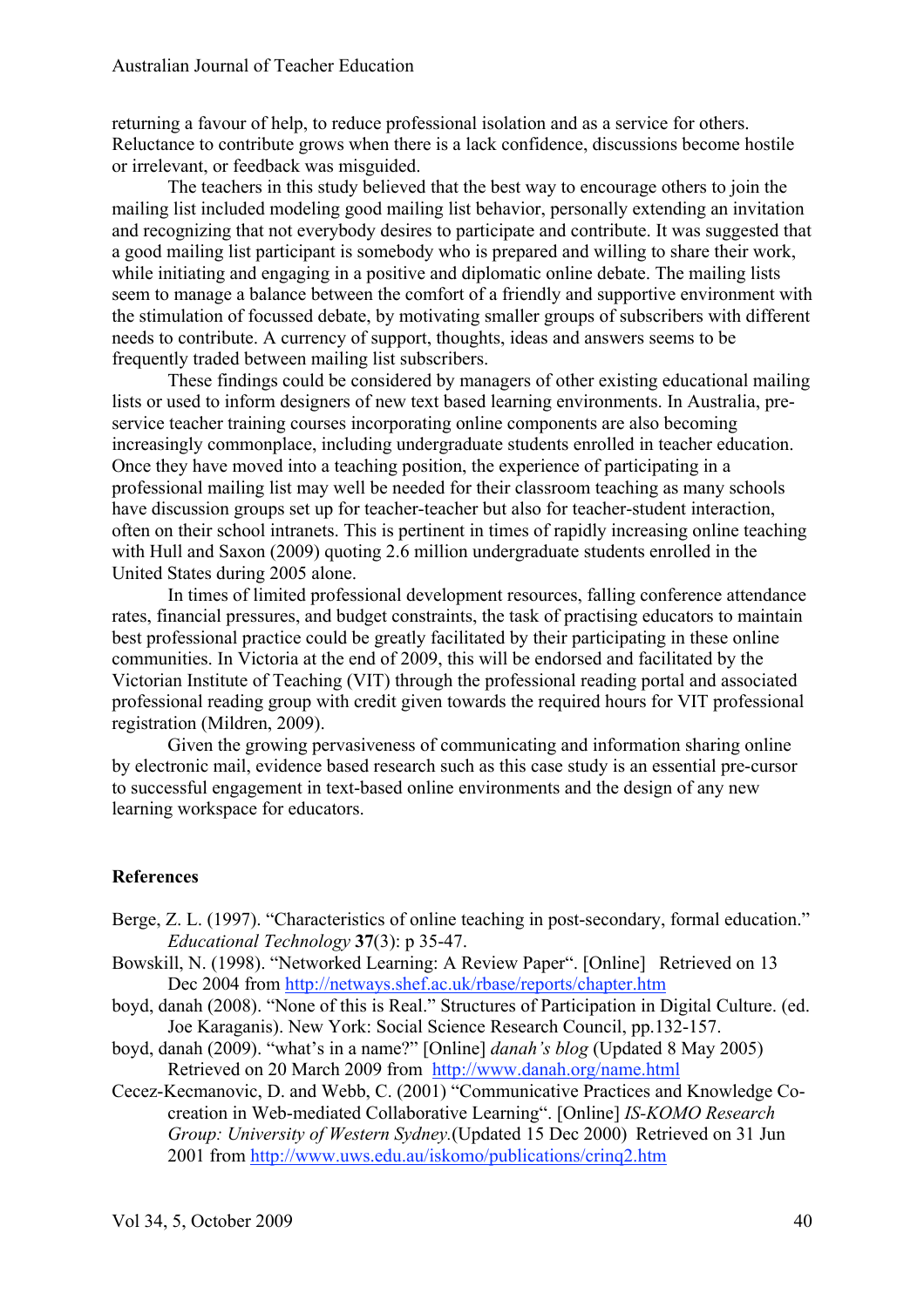returning a favour of help, to reduce professional isolation and as a service for others. Reluctance to contribute grows when there is a lack confidence, discussions become hostile or irrelevant, or feedback was misguided.

The teachers in this study believed that the best way to encourage others to join the mailing list included modeling good mailing list behavior, personally extending an invitation and recognizing that not everybody desires to participate and contribute. It was suggested that a good mailing list participant is somebody who is prepared and willing to share their work, while initiating and engaging in a positive and diplomatic online debate. The mailing lists seem to manage a balance between the comfort of a friendly and supportive environment with the stimulation of focussed debate, by motivating smaller groups of subscribers with different needs to contribute. A currency of support, thoughts, ideas and answers seems to be frequently traded between mailing list subscribers.

These findings could be considered by managers of other existing educational mailing lists or used to inform designers of new text based learning environments. In Australia, pre-service teacher training courses incorporating online components are also becoming increasingly commonplace, including undergraduate students enrolled in teacher education. Once they have moved into a teaching position, the experience of participating in a professional mailing list may well be needed for their classroom teaching as many schools have discussion groups set up for teacher-teacher but also for teacher-student interaction, often on their school intranets. This is pertinent in times of rapidly increasing online teaching with Hull and Saxon (2009) quoting 2.6 million undergraduate students enrolled in the United States during 2005 alone.

In times of limited professional development resources, falling conference attendance rates, financial pressures, and budget constraints, the task of practising educators to maintain best professional practice could be greatly facilitated by their participating in these online communities. In Victoria at the end of 2009, this will be endorsed and facilitated by the Victorian Institute of Teaching (VIT) through the professional reading portal and associated professional reading group with credit given towards the required hours for VIT professional registration (Mildren, 2009).

Given the growing pervasiveness of communicating and information sharing online by electronic mail, evidence based research such as this case study is an essential pre-cursor to successful engagement in text-based online environments and the design of any new learning workspace for educators.

## References

Berge, Z. L. (1997). "Characteristics of online teaching in post-secondary, formal education." *Educational Technology* **37**(3): p 35-47.

Bowskill, N. (1998). "Networked Learning: A Review Paper". [Online] Retrieved on 13 Dec 2004 from http://netways.shef.ac.uk/rbase/reports/chapter.htm

boyd, danah (2008). "None of this is Real." Structures of Participation in Digital Culture. (ed. Joe Karaganis). New York: Social Science Research Council, pp.132-157.

boyd, danah (2009). "what's in a name?" [Online] *danah's blog* (Updated 8 May 2005) Retrieved on 20 March 2009 from http://www.danah.org/name.html

Cecez-Kecmanovic, D. and Webb, C. (2001) "Communicative Practices and Knowledge Co-creation in Web-mediated Collaborative Learning". [Online] *IS-KOMO Research Group: University of Western Sydney.*(Updated 15 Dec 2000) Retrieved on 31 Jun 2001 from http://www.uws.edu.au/iskomo/publications/crinq2.htm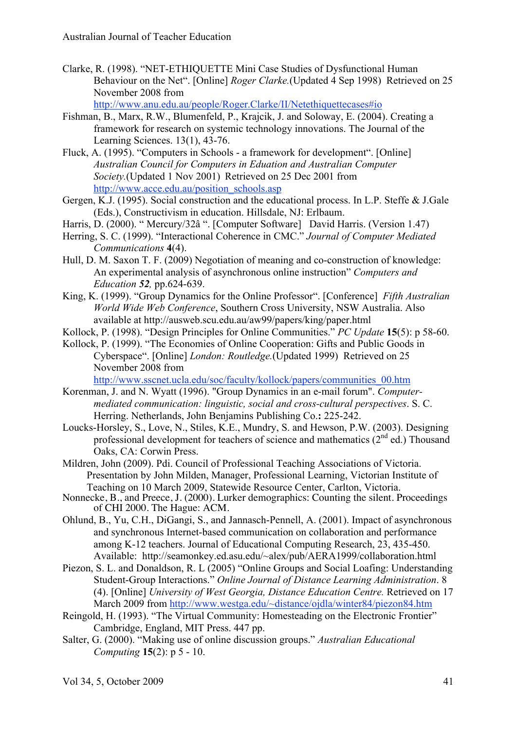Clarke, R. (1998). "NET-ETHIQUETTE Mini Case Studies of Dysfunctional Human Behaviour on the Net". [Online] *Roger Clarke.*(Updated 4 Sep 1998) Retrieved on 25 November 2008 from http://www.anu.edu.au/people/Roger.Clarke/II/Netethiquettecases#io

Fishman, B., Marx, R.W., Blumenfeld, P., Krajcik, J. and Soloway, E. (2004). Creating a framework for research on systemic technology innovations. The Journal of the Learning Sciences. 13(1), 43-76.

Fluck, A. (1995). "Computers in Schools - a framework for development". [Online] *Australian Council for Computers in Eduation and Australian Computer Society.*(Updated 1 Nov 2001) Retrieved on 25 Dec 2001 from http://www.acce.edu.au/position_schools.asp

Gergen, K.J. (1995). Social construction and the educational process. In L.P. Steffe & J.Gale (Eds.), Constructivism in education. Hillsdale, NJ: Erlbaum.

Harris, D. (2000). " Mercury/32â ". [Computer Software] David Harris. (Version 1.47)

Herring, S. C. (1999). "Interactional Coherence in CMC." *Journal of Computer Mediated Communications* **4**(4).

Hull, D. M. Saxon T. F. (2009) Negotiation of meaning and co-construction of knowledge: An experimental analysis of asynchronous online instruction" *Computers and Education* ***52****,* pp.624-639.

King, K. (1999). "Group Dynamics for the Online Professor". [Conference] *Fifth Australian World Wide Web Conference*, Southern Cross University, NSW Australia. Also available at http://ausweb.scu.edu.au/aw99/papers/king/paper.html

Kollock, P. (1998). "Design Principles for Online Communities." *PC Update* **15**(5): p 58-60.

Kollock, P. (1999). "The Economies of Online Cooperation: Gifts and Public Goods in Cyberspace". [Online] *London: Routledge.*(Updated 1999) Retrieved on 25 November 2008 from http://www.sscnet.ucla.edu/soc/faculty/kollock/papers/communities_00.htm

Korenman, J. and N. Wyatt (1996). "Group Dynamics in an e-mail forum". *Computer-mediated communication: linguistic, social and cross-cultural perspectives*. S. C. Herring. Netherlands, John Benjamins Publishing Co.**:** 225-242.

Loucks-Horsley, S., Love, N., Stiles, K.E., Mundry, S. and Hewson, P.W. (2003). Designing professional development for teachers of science and mathematics (2nd ed.) Thousand Oaks, CA: Corwin Press.

Mildren, John (2009). Pdi. Council of Professional Teaching Associations of Victoria. Presentation by John Milden, Manager, Professional Learning, Victorian Institute of Teaching on 10 March 2009, Statewide Resource Center, Carlton, Victoria.

Nonnecke, B., and Preece, J. (2000). Lurker demographics: Counting the silent. Proceedings of CHI 2000. The Hague: ACM.

Ohlund, B., Yu, C.H., DiGangi, S., and Jannasch-Pennell, A. (2001). Impact of asynchronous and synchronous Internet-based communication on collaboration and performance among K-12 teachers. Journal of Educational Computing Research, 23, 435-450. Available: http://seamonkey.ed.asu.edu/~alex/pub/AERA1999/collaboration.html

Piezon, S. L. and Donaldson, R. L (2005) "Online Groups and Social Loafing: Understanding Student-Group Interactions." *Online Journal of Distance Learning Administration*. 8 (4). [Online] *University of West Georgia, Distance Education Centre.* Retrieved on 17 March 2009 from http://www.westga.edu/~distance/ojdla/winter84/piezon84.htm

Reingold, H. (1993). "The Virtual Community: Homesteading on the Electronic Frontier" Cambridge, England, MIT Press. 447 pp.

Salter, G. (2000). "Making use of online discussion groups." *Australian Educational Computing* **15**(2): p 5 - 10.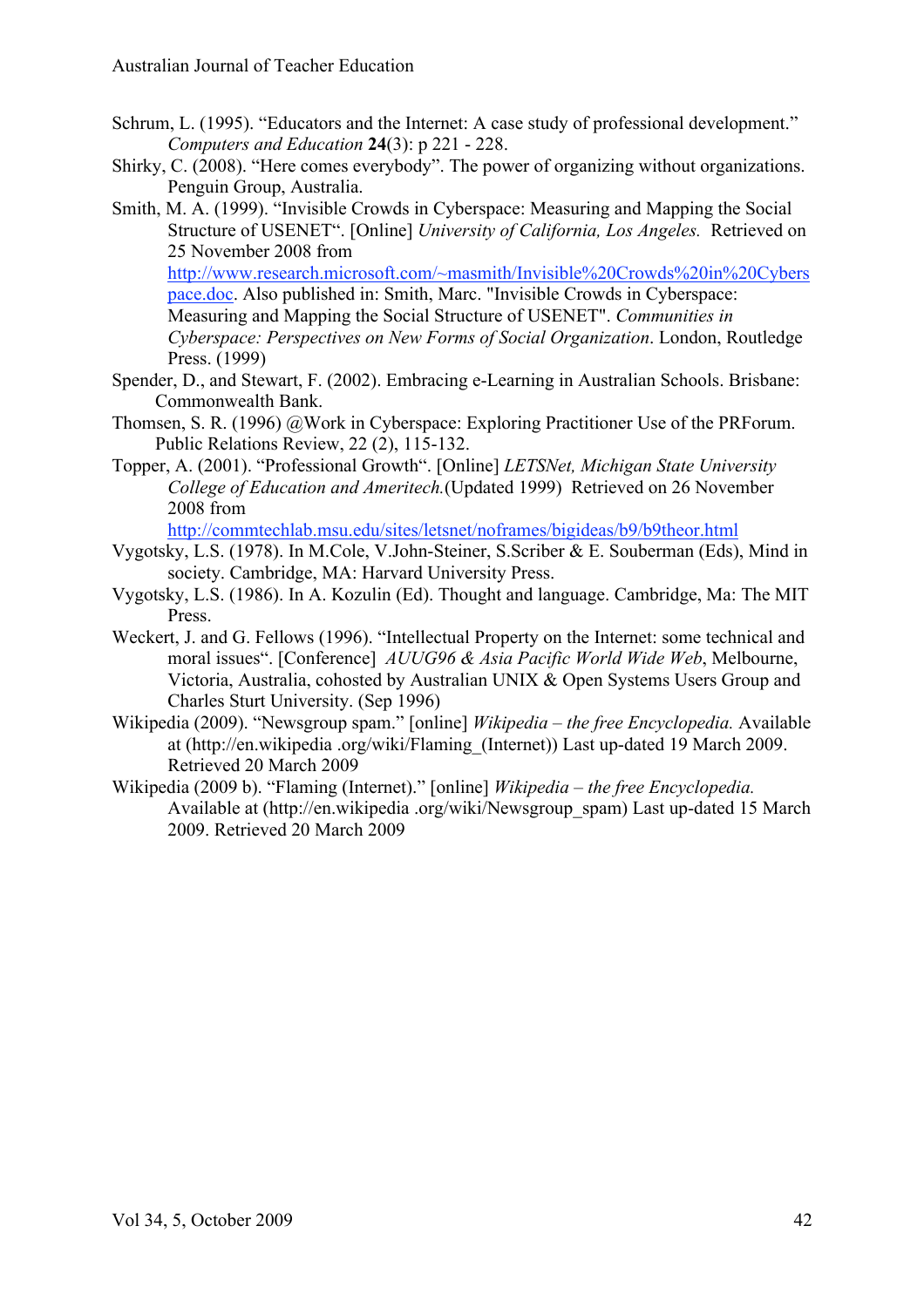Schrum, L. (1995). "Educators and the Internet: A case study of professional development." *Computers and Education* **24**(3): p 221 - 228.

Shirky, C. (2008). "Here comes everybody". The power of organizing without organizations. Penguin Group, Australia.

Smith, M. A. (1999). "Invisible Crowds in Cyberspace: Measuring and Mapping the Social Structure of USENET". [Online] *University of California, Los Angeles.* Retrieved on 25 November 2008 from http://www.research.microsoft.com/~masmith/Invisible%20Crowds%20in%20Cyberspace.doc. Also published in: Smith, Marc. "Invisible Crowds in Cyberspace: Measuring and Mapping the Social Structure of USENET". *Communities in Cyberspace: Perspectives on New Forms of Social Organization*. London, Routledge Press. (1999)

Spender, D., and Stewart, F. (2002). Embracing e-Learning in Australian Schools. Brisbane: Commonwealth Bank.

Thomsen, S. R. (1996) @Work in Cyberspace: Exploring Practitioner Use of the PRForum. Public Relations Review, 22 (2), 115-132.

Topper, A. (2001). "Professional Growth". [Online] *LETSNet, Michigan State University College of Education and Ameritech.*(Updated 1999) Retrieved on 26 November 2008 from http://commtechlab.msu.edu/sites/letsnet/noframes/bigideas/b9/b9theor.html

Vygotsky, L.S. (1978). In M.Cole, V.John-Steiner, S.Scriber & E. Souberman (Eds), Mind in society. Cambridge, MA: Harvard University Press.

Vygotsky, L.S. (1986). In A. Kozulin (Ed). Thought and language. Cambridge, Ma: The MIT Press.

Weckert, J. and G. Fellows (1996). "Intellectual Property on the Internet: some technical and moral issues". [Conference] *AUUG96 & Asia Pacific World Wide Web*, Melbourne, Victoria, Australia, cohosted by Australian UNIX & Open Systems Users Group and Charles Sturt University. (Sep 1996)

Wikipedia (2009). "Newsgroup spam." [online] *Wikipedia – the free Encyclopedia.* Available at (http://en.wikipedia .org/wiki/Flaming_(Internet)) Last up-dated 19 March 2009. Retrieved 20 March 2009

Wikipedia (2009 b). "Flaming (Internet)." [online] *Wikipedia – the free Encyclopedia.* Available at (http://en.wikipedia .org/wiki/Newsgroup_spam) Last up-dated 15 March 2009. Retrieved 20 March 2009